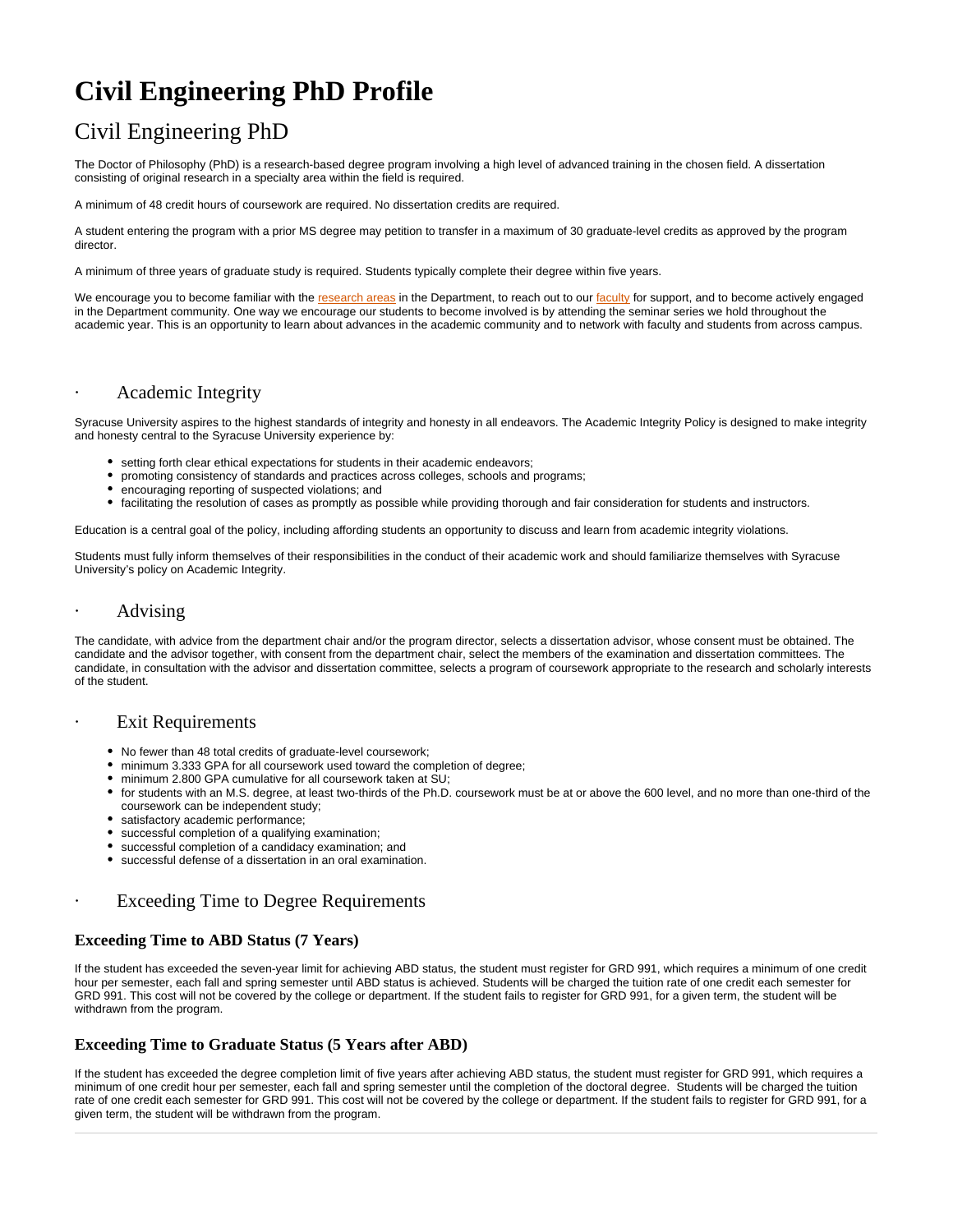# Civil Engineering PhD Profile

## Civil Engineering PhD

The Doctor of Philosophy (PhD) is a research-based degree program involving a high level of advanced training in the chosen field. A dissertation consisting of original research in a specialty area within the field is required.

A minimum of 48 credit hours of coursework are required. No dissertation credits are required.

A student entering the program with a prior MS degree may petition to transfer in a maximum of 30 graduate-level credits as approved by the program director.

A minimum of three years of graduate study is required. Students typically complete their degree within five years.

We encourage you to become familiar with the research areas in the Department, to reach out to our faculty for support, and to become actively engaged in the Department community. One way we encourage our students to become involved is by attending the seminar series we hold throughout the academic year. This is an opportunity to learn about advances in the academic community and to network with faculty and students from across campus.

## Academic Integrity

Syracuse University aspires to the highest standards of integrity and honesty in all endeavors. The Academic Integrity Policy is designed to make integrity and honesty central to the Syracuse University experience by:

- setting forth clear ethical expectations for students in their academic endeavors;
- promoting consistency of standards and practices across colleges, schools and programs;
- encouraging reporting of suspected violations; and
- facilitating the resolution of cases as promptly as possible while providing thorough and fair consideration for students and instructors.

Education is a central goal of the policy, including affording students an opportunity to discuss and learn from academic integrity violations.

Students must fully inform themselves of their responsibilities in the conduct of their academic work and should familiarize themselves with Syracuse University's policy on Academic Integrity.

## Advising

The candidate, with advice from the department chair and/or the program director, selects a dissertation advisor, whose consent must be obtained. The candidate and the advisor together, with consent from the department chair, select the members of the examination and dissertation committees. The candidate, in consultation with the advisor and dissertation committee, selects a program of coursework appropriate to the research and scholarly interests of the student.

## Exit Requirements

- No fewer than 48 total credits of graduate-level coursework;
- minimum 3.333 GPA for all coursework used toward the completion of degree;
- minimum 2.800 GPA cumulative for all coursework taken at SU;
- for students with an M.S. degree, at least two-thirds of the Ph.D. coursework must be at or above the 600 level, and no more than one-third of the coursework can be independent study;
- satisfactory academic performance;
- successful completion of a qualifying examination;
- successful completion of a candidacy examination; and
- successful defense of a dissertation in an oral examination.

## Exceeding Time to Degree Requirements

### Exceeding Time to ABD Status (7 Years)

If the student has exceeded the seven-year limit for achieving ABD status, the student must register for GRD 991, which requires a minimum of one credit hour per semester, each fall and spring semester until ABD status is achieved. Students will be charged the tuition rate of one credit each semester for GRD 991. This cost will not be covered by the college or department. If the student fails to register for GRD 991, for a given term, the student will be withdrawn from the program.

### Exceeding Time to Graduate Status (5 Years after ABD)

If the student has exceeded the degree completion limit of five years after achieving ABD status, the student must register for GRD 991, which requires a minimum of one credit hour per semester, each fall and spring semester until the completion of the doctoral degree. Students will be charged the tuition rate of one credit each semester for GRD 991. This cost will not be covered by the college or department. If the student fails to register for GRD 991, for a given term, the student will be withdrawn from the program.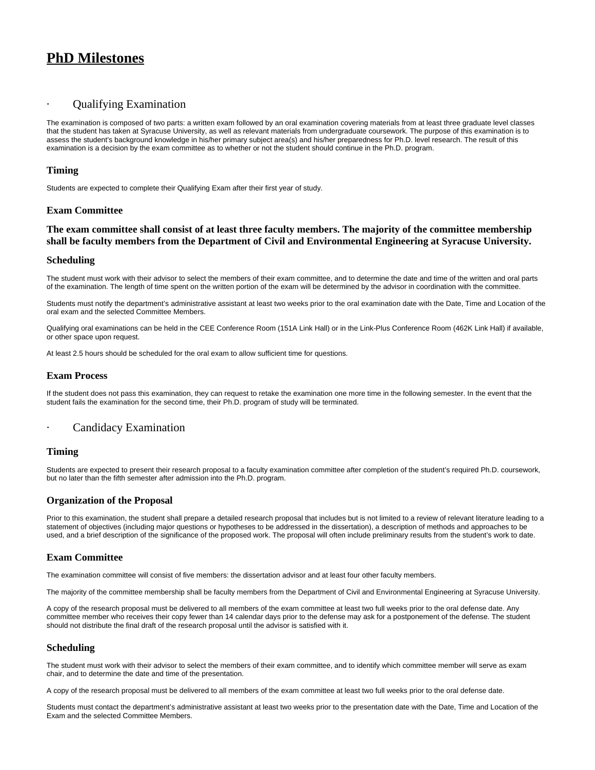# PhD Milestones

- Qualifying Examination

The examination is composed of two parts: a written exam followed by an oral examination covering materials from at least three graduate level classes that the student has taken at Syracuse University, as well as relevant materials from undergraduate coursework. The purpose of this examination is to assess the student's background knowledge in his/her primary subject area(s) and his/her preparedness for Ph.D. level research. The result of this examination is a decision by the exam committee as to whether or not the student should continue in the Ph.D. program.

### Timing

Students are expected to complete their Qualifying Exam after their first year of study.

### Exam Committee

### The exam committee shall consist of at least three faculty members. The majority of the committee membership shall be faculty members from the Department of Civil and Environmental Engineering at Syracuse University.

### Scheduling

The student must work with their advisor to select the members of their exam committee, and to determine the date and time of the written and oral parts of the examination. The length of time spent on the written portion of the exam will be determined by the advisor in coordination with the committee.

Students must notify the department's administrative assistant at least two weeks prior to the oral examination date with the Date, Time and Location of the oral exam and the selected Committee Members.

Qualifying oral examinations can be held in the CEE Conference Room (151A Link Hall) or in the Link-Plus Conference Room (462K Link Hall) if available, or other space upon request.

At least 2.5 hours should be scheduled for the oral exam to allow sufficient time for questions.

### Exam Process

If the student does not pass this examination, they can request to retake the examination one more time in the following semester. In the event that the student fails the examination for the second time, their Ph.D. program of study will be terminated.

- Candidacy Examination

### Timing

Students are expected to present their research proposal to a faculty examination committee after completion of the student's required Ph.D. coursework, but no later than the fifth semester after admission into the Ph.D. program.

### Organization of the Proposal

Prior to this examination, the student shall prepare a detailed research proposal that includes but is not limited to a review of relevant literature leading to a statement of objectives (including major questions or hypotheses to be addressed in the dissertation), a description of methods and approaches to be used, and a brief description of the significance of the proposed work. The proposal will often include preliminary results from the student's work to date.

### Exam Committee

The examination committee will consist of five members: the dissertation advisor and at least four other faculty members.

The majority of the committee membership shall be faculty members from the Department of Civil and Environmental Engineering at Syracuse University.

A copy of the research proposal must be delivered to all members of the exam committee at least two full weeks prior to the oral defense date. Any committee member who receives their copy fewer than 14 calendar days prior to the defense may ask for a postponement of the defense. The student should not distribute the final draft of the research proposal until the advisor is satisfied with it.

### Scheduling

The student must work with their advisor to select the members of their exam committee, and to identify which committee member will serve as exam chair, and to determine the date and time of the presentation.

A copy of the research proposal must be delivered to all members of the exam committee at least two full weeks prior to the oral defense date.

Students must contact the department's administrative assistant at least two weeks prior to the presentation date with the Date, Time and Location of the Exam and the selected Committee Members.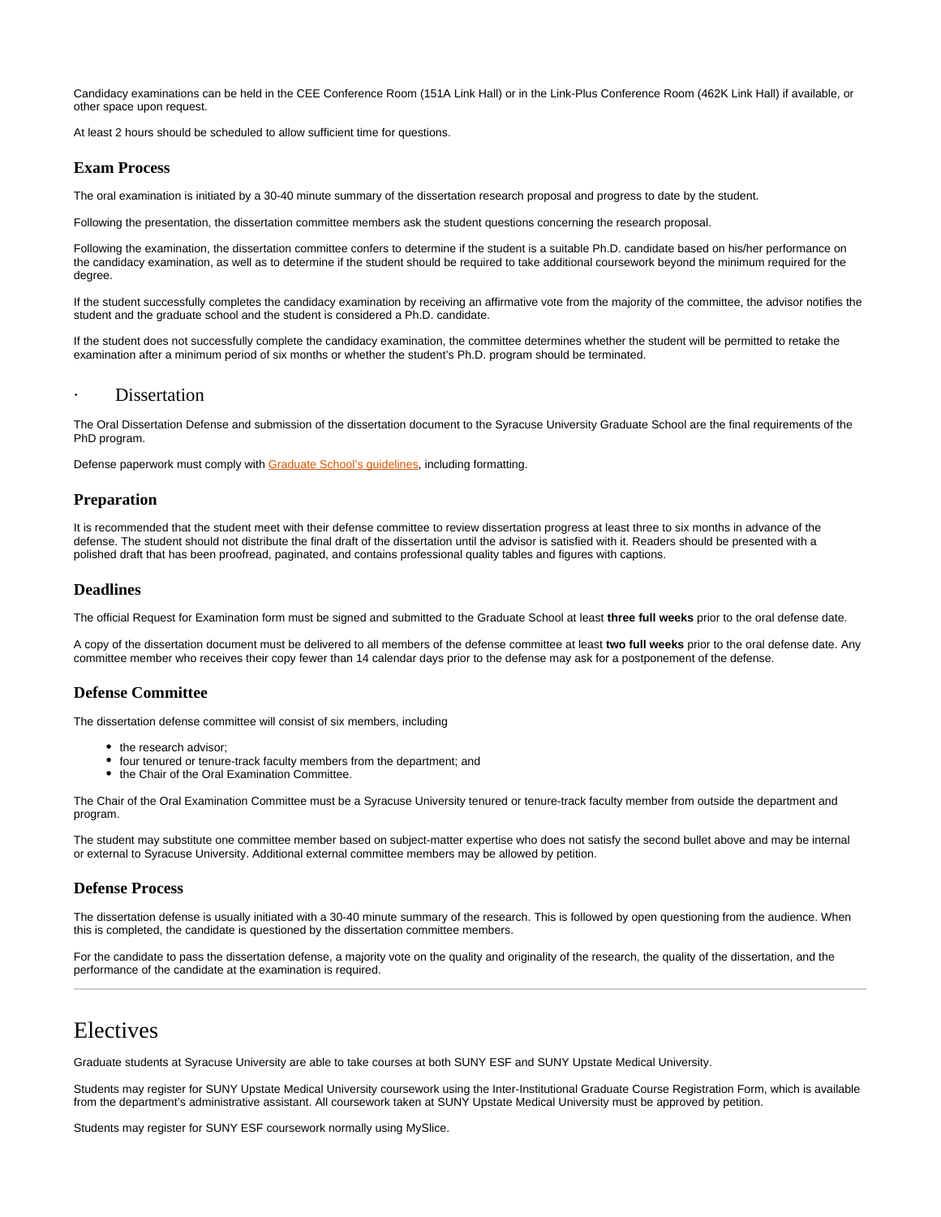Candidacy examinations can be held in the CEE Conference Room (151A Link Hall) or in the Link-Plus Conference Room (462K Link Hall) if available, or other space upon request.

At least 2 hours should be scheduled to allow sufficient time for questions.

### Exam Process

The oral examination is initiated by a 30-40 minute summary of the dissertation research proposal and progress to date by the student.

Following the presentation, the dissertation committee members ask the student questions concerning the research proposal.

Following the examination, the dissertation committee confers to determine if the student is a suitable Ph.D. candidate based on his/her performance on the candidacy examination, as well as to determine if the student should be required to take additional coursework beyond the minimum required for the degree.

If the student successfully completes the candidacy examination by receiving an affirmative vote from the majority of the committee, the advisor notifies the student and the graduate school and the student is considered a Ph.D. candidate.

If the student does not successfully complete the candidacy examination, the committee determines whether the student will be permitted to retake the examination after a minimum period of six months or whether the student's Ph.D. program should be terminated.

- ## Dissertation

The Oral Dissertation Defense and submission of the dissertation document to the Syracuse University Graduate School are the final requirements of the PhD program.

Defense paperwork must comply with Graduate School's guidelines, including formatting.

### Preparation

It is recommended that the student meet with their defense committee to review dissertation progress at least three to six months in advance of the defense. The student should not distribute the final draft of the dissertation until the advisor is satisfied with it. Readers should be presented with a polished draft that has been proofread, paginated, and contains professional quality tables and figures with captions.

### Deadlines

The official Request for Examination form must be signed and submitted to the Graduate School at least **three full weeks** prior to the oral defense date.

A copy of the dissertation document must be delivered to all members of the defense committee at least **two full weeks** prior to the oral defense date. Any committee member who receives their copy fewer than 14 calendar days prior to the defense may ask for a postponement of the defense.

### Defense Committee

The dissertation defense committee will consist of six members, including

- the research advisor;
- four tenured or tenure-track faculty members from the department; and
- the Chair of the Oral Examination Committee.

The Chair of the Oral Examination Committee must be a Syracuse University tenured or tenure-track faculty member from outside the department and program.

The student may substitute one committee member based on subject-matter expertise who does not satisfy the second bullet above and may be internal or external to Syracuse University. Additional external committee members may be allowed by petition.

### Defense Process

The dissertation defense is usually initiated with a 30-40 minute summary of the research. This is followed by open questioning from the audience. When this is completed, the candidate is questioned by the dissertation committee members.

For the candidate to pass the dissertation defense, a majority vote on the quality and originality of the research, the quality of the dissertation, and the performance of the candidate at the examination is required.

---

# Electives

Graduate students at Syracuse University are able to take courses at both SUNY ESF and SUNY Upstate Medical University.

Students may register for SUNY Upstate Medical University coursework using the Inter-Institutional Graduate Course Registration Form, which is available from the department's administrative assistant. All coursework taken at SUNY Upstate Medical University must be approved by petition.

Students may register for SUNY ESF coursework normally using MySlice.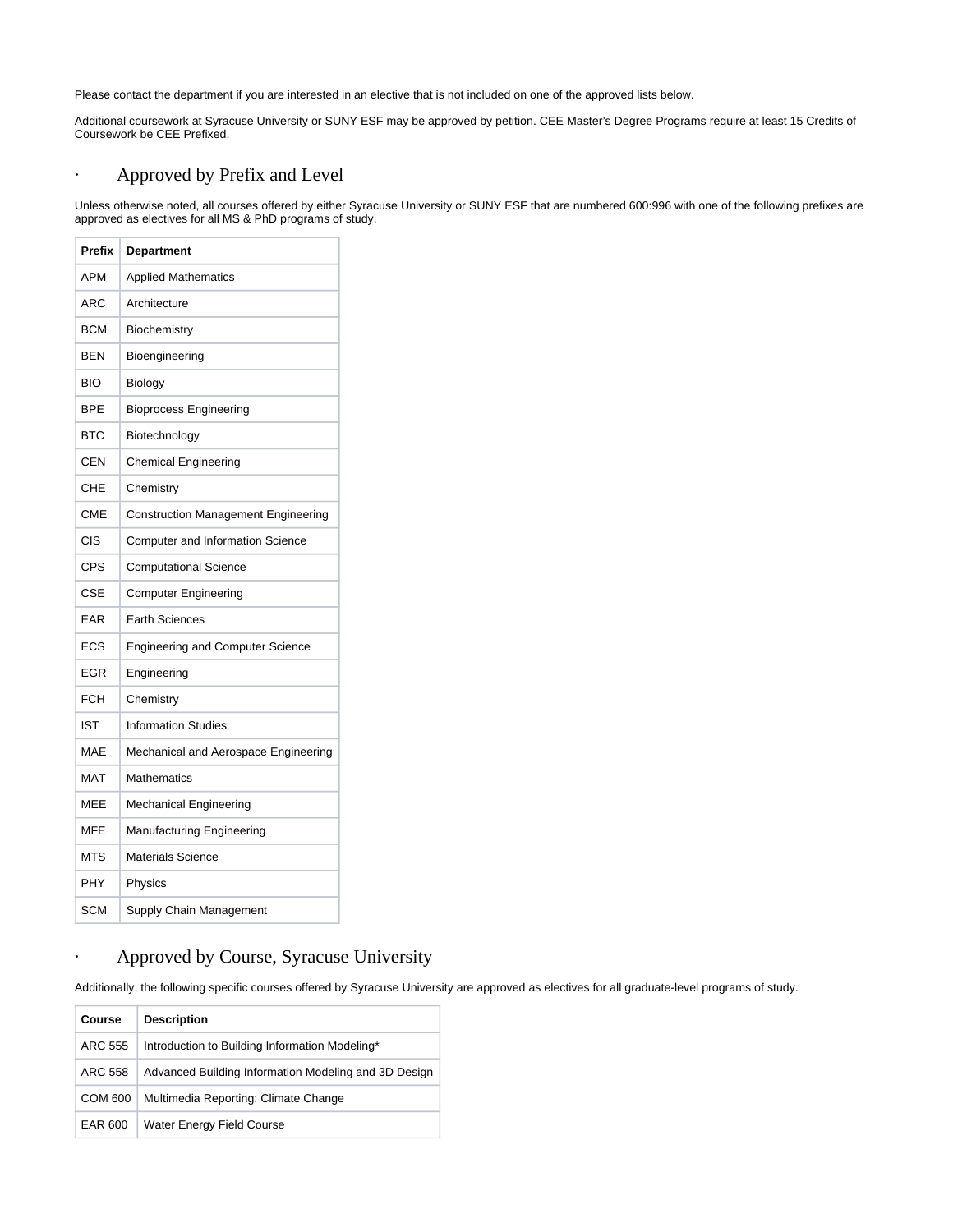Please contact the department if you are interested in an elective that is not included on one of the approved lists below.

Additional coursework at Syracuse University or SUNY ESF may be approved by petition. CEE Master's Degree Programs require at least 15 Credits of Coursework be CEE Prefixed.

## Approved by Prefix and Level

Unless otherwise noted, all courses offered by either Syracuse University or SUNY ESF that are numbered 600:996 with one of the following prefixes are approved as electives for all MS & PhD programs of study.

| Prefix | Department |
|---|---|
| APM | Applied Mathematics |
| ARC | Architecture |
| BCM | Biochemistry |
| BEN | Bioengineering |
| BIO | Biology |
| BPE | Bioprocess Engineering |
| BTC | Biotechnology |
| CEN | Chemical Engineering |
| CHE | Chemistry |
| CME | Construction Management Engineering |
| CIS | Computer and Information Science |
| CPS | Computational Science |
| CSE | Computer Engineering |
| EAR | Earth Sciences |
| ECS | Engineering and Computer Science |
| EGR | Engineering |
| FCH | Chemistry |
| IST | Information Studies |
| MAE | Mechanical and Aerospace Engineering |
| MAT | Mathematics |
| MEE | Mechanical Engineering |
| MFE | Manufacturing Engineering |
| MTS | Materials Science |
| PHY | Physics |
| SCM | Supply Chain Management |

## Approved by Course, Syracuse University

Additionally, the following specific courses offered by Syracuse University are approved as electives for all graduate-level programs of study.

| Course | Description |
|---|---|
| ARC 555 | Introduction to Building Information Modeling* |
| ARC 558 | Advanced Building Information Modeling and 3D Design |
| COM 600 | Multimedia Reporting: Climate Change |
| EAR 600 | Water Energy Field Course |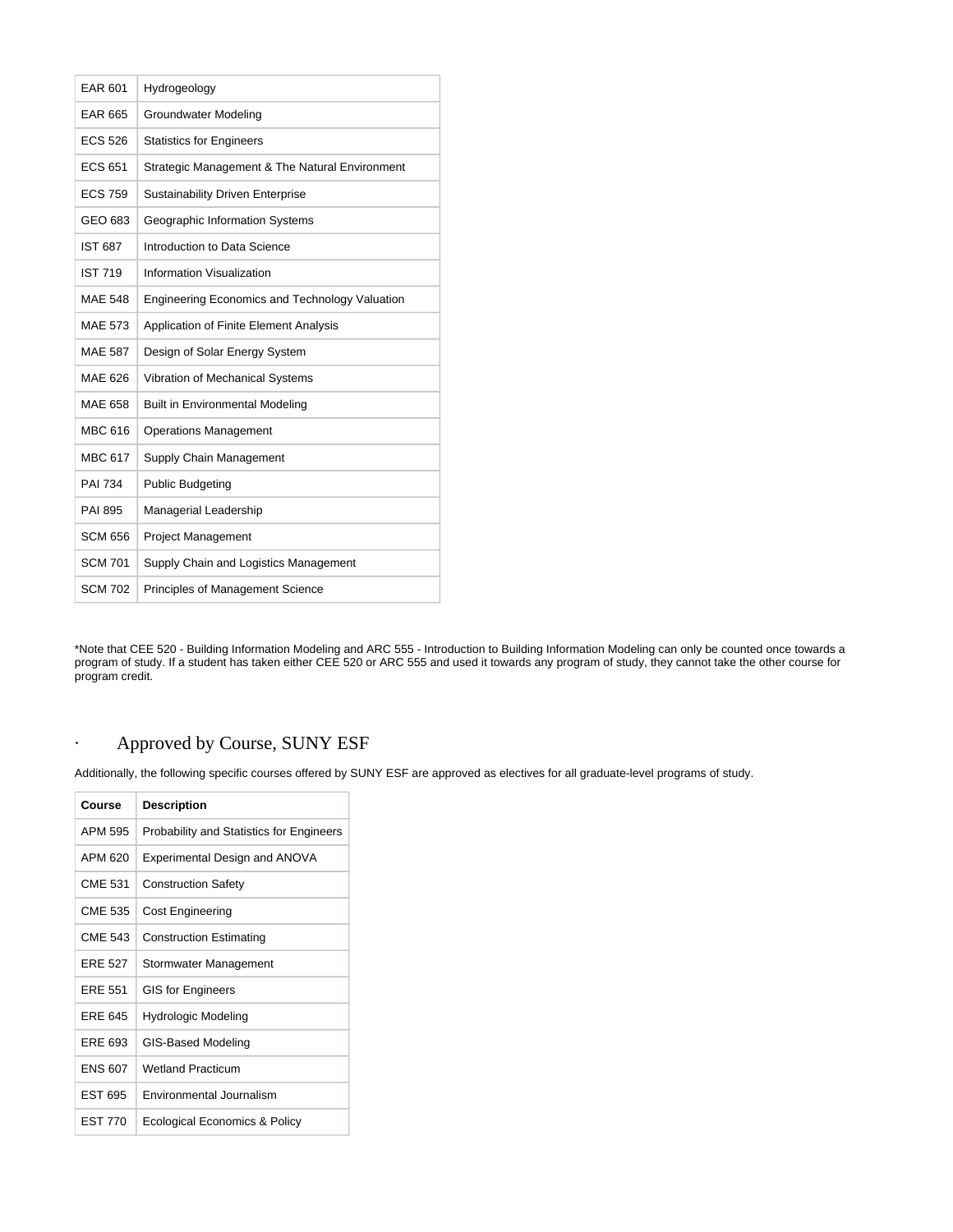| | |
|---|---|
| EAR 601 | Hydrogeology |
| EAR 665 | Groundwater Modeling |
| ECS 526 | Statistics for Engineers |
| ECS 651 | Strategic Management & The Natural Environment |
| ECS 759 | Sustainability Driven Enterprise |
| GEO 683 | Geographic Information Systems |
| IST 687 | Introduction to Data Science |
| IST 719 | Information Visualization |
| MAE 548 | Engineering Economics and Technology Valuation |
| MAE 573 | Application of Finite Element Analysis |
| MAE 587 | Design of Solar Energy System |
| MAE 626 | Vibration of Mechanical Systems |
| MAE 658 | Built in Environmental Modeling |
| MBC 616 | Operations Management |
| MBC 617 | Supply Chain Management |
| PAI 734 | Public Budgeting |
| PAI 895 | Managerial Leadership |
| SCM 656 | Project Management |
| SCM 701 | Supply Chain and Logistics Management |
| SCM 702 | Principles of Management Science |

*Note that CEE 520 - Building Information Modeling and ARC 555 - Introduction to Building Information Modeling can only be counted once towards a program of study. If a student has taken either CEE 520 or ARC 555 and used it towards any program of study, they cannot take the other course for program credit.

## Approved by Course, SUNY ESF

Additionally, the following specific courses offered by SUNY ESF are approved as electives for all graduate-level programs of study.

| Course | Description |
|---|---|
| APM 595 | Probability and Statistics for Engineers |
| APM 620 | Experimental Design and ANOVA |
| CME 531 | Construction Safety |
| CME 535 | Cost Engineering |
| CME 543 | Construction Estimating |
| ERE 527 | Stormwater Management |
| ERE 551 | GIS for Engineers |
| ERE 645 | Hydrologic Modeling |
| ERE 693 | GIS-Based Modeling |
| ENS 607 | Wetland Practicum |
| EST 695 | Environmental Journalism |
| EST 770 | Ecological Economics & Policy |